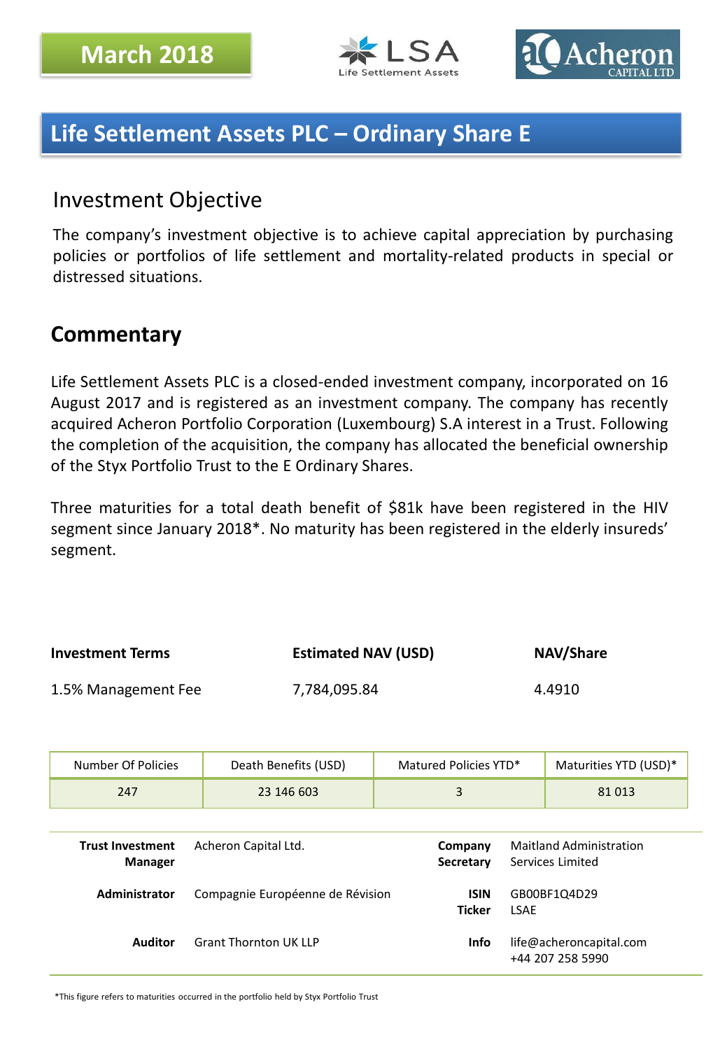March 2018

LSA Life Settlement Assets

Acheron CAPITAL LTD

# Life Settlement Assets PLC – Ordinary Share E

## Investment Objective

The company's investment objective is to achieve capital appreciation by purchasing policies or portfolios of life settlement and mortality-related products in special or distressed situations.

## Commentary

Life Settlement Assets PLC is a closed-ended investment company, incorporated on 16 August 2017 and is registered as an investment company. The company has recently acquired Acheron Portfolio Corporation (Luxembourg) S.A interest in a Trust. Following the completion of the acquisition, the company has allocated the beneficial ownership of the Styx Portfolio Trust to the E Ordinary Shares.

Three maturities for a total death benefit of $81k have been registered in the HIV segment since January 2018*. No maturity has been registered in the elderly insureds' segment.

| Investment Terms | Estimated NAV (USD) | NAV/Share |
|---|---|---|
| 1.5% Management Fee | 7,784,095.84 | 4.4910 |

| Number Of Policies | Death Benefits (USD) | Matured Policies YTD* | Maturities YTD (USD)* |
|---|---|---|---|
| 247 | 23 146 603 | 3 | 81 013 |

| | | | |
|---|---|---|---|
| **Trust Investment Manager** | Acheron Capital Ltd. | **Company Secretary** | Maitland Administration Services Limited |
| **Administrator** | Compagnie Européenne de Révision | **ISIN** / **Ticker** | GB00BF1Q4D29 / LSAE |
| **Auditor** | Grant Thornton UK LLP | **Info** | life@acheroncapital.com / +44 207 258 5990 |

*This figure refers to maturities occurred in the portfolio held by Styx Portfolio Trust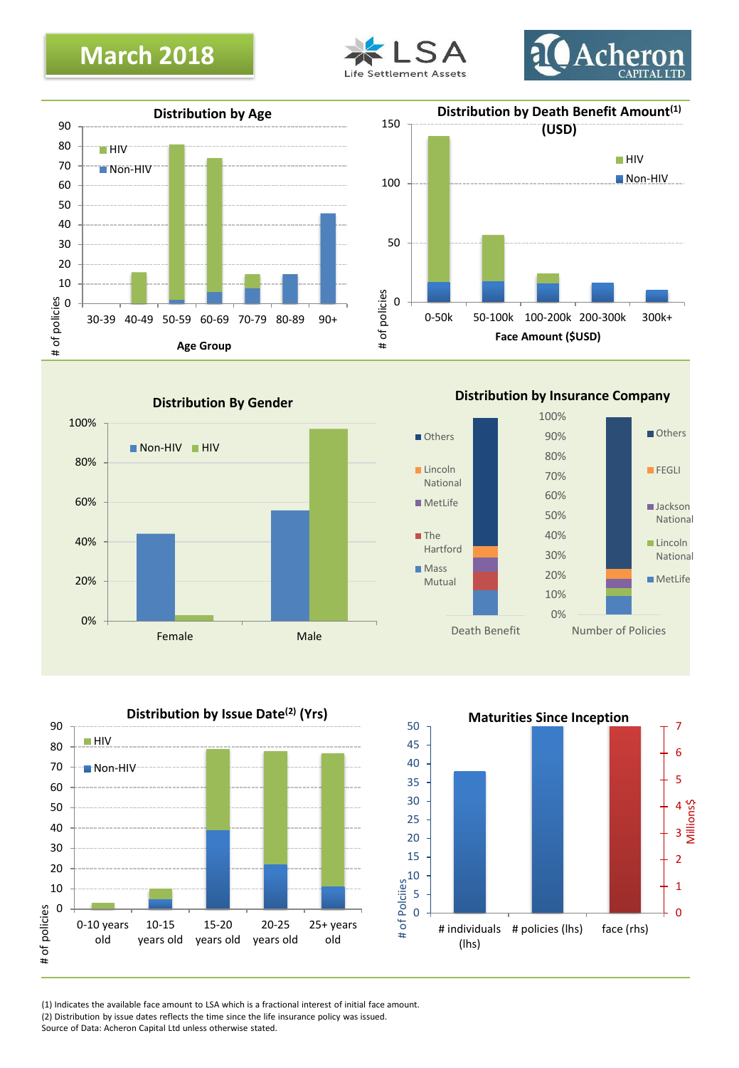# March 2018

LSA Life Settlement Assets

Acheron CAPITAL LTD

## Distribution by Age

| Age Group | HIV | Non-HIV |
|---|---|---|
| 30-39 | | |
| 40-49 | 16 | |
| 50-59 | 79 | 2 |
| 60-69 | 68 | 6 |
| 70-79 | 7 | 8 |
| 80-89 | | 15 |
| 90+ | | 46 |

## Distribution by Death Benefit Amount[1] (USD)

| Face Amount ($USD) | HIV | Non-HIV |
|---|---|---|
| 0-50k | 123 | 17 |
| 50-100k | 39 | 18 |
| 100-200k | 8 | 16 |
| 200-300k | | 16 |
| 300k+ | | 10 |

## Distribution By Gender

| | Non-HIV | HIV |
|---|---|---|
| Female | 44% | 3% |
| Male | 56% | 97% |

## Distribution by Insurance Company

Death Benefit: Others, Lincoln National, MetLife, The Hartford, Mass Mutual

Number of Policies: Others, FEGLI, Jackson National, Lincoln National, MetLife

## Distribution by Issue Date[2] (Yrs)

| Issue Date | HIV | Non-HIV |
|---|---|---|
| 0-10 years old | 3 | |
| 10-15 years old | 5 | 5 |
| 15-20 years old | 40 | 39 |
| 20-25 years old | 56 | 22 |
| 25+ years old | 66 | 11 |

## Maturities Since Inception

| | Value |
|---|---|
| # individuals (lhs) | 38 |
| # policies (lhs) | 50 |
| face (rhs, Millions$) | 7 |

(1) Indicates the available face amount to LSA which is a fractional interest of initial face amount.
(2) Distribution by issue dates reflects the time since the life insurance policy was issued.
Source of Data: Acheron Capital Ltd unless otherwise stated.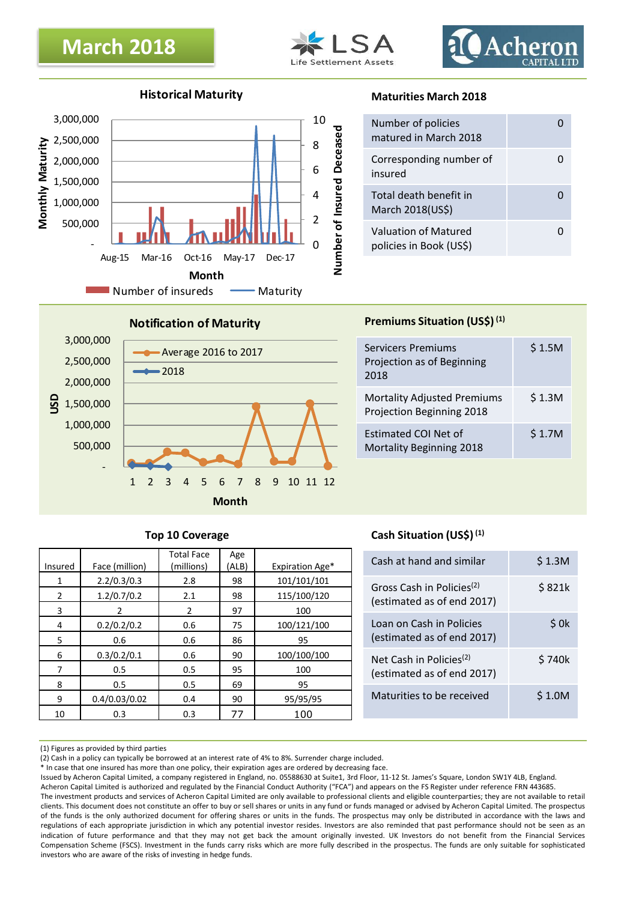# March 2018

LSA Life Settlement Assets

Acheron CAPITAL LTD

## Historical Maturity

Monthly Maturity

3,000,000
2,500,000
2,000,000
1,500,000
1,000,000
500,000
-

Aug-15 Mar-16 Oct-16 May-17 Dec-17

Month

10
8
6
4
2
0

Number of Insured Deceased

Number of insureds Maturity

## Maturities March 2018

| | |
|---|---|
| Number of policies matured in March 2018 | 0 |
| Corresponding number of insured | 0 |
| Total death benefit in March 2018(US$) | 0 |
| Valuation of Matured policies in Book (US$) | 0 |

## Notification of Maturity

USD

3,000,000
2,500,000
2,000,000
1,500,000
1,000,000
500,000
-

1 2 3 4 5 6 7 8 9 10 11 12

Month

Average 2016 to 2017
2018

## Premiums Situation (US$) (1)

| | |
|---|---|
| Servicers Premiums Projection as of Beginning 2018 | $ 1.5M |
| Mortality Adjusted Premiums Projection Beginning 2018 | $ 1.3M |
| Estimated COI Net of Mortality Beginning 2018 | $ 1.7M |

## Top 10 Coverage

| Insured | Face (million) | Total Face (millions) | Age (ALB) | Expiration Age* |
|---|---|---|---|---|
| 1 | 2.2/0.3/0.3 | 2.8 | 98 | 101/101/101 |
| 2 | 1.2/0.7/0.2 | 2.1 | 98 | 115/100/120 |
| 3 | 2 | 2 | 97 | 100 |
| 4 | 0.2/0.2/0.2 | 0.6 | 75 | 100/121/100 |
| 5 | 0.6 | 0.6 | 86 | 95 |
| 6 | 0.3/0.2/0.1 | 0.6 | 90 | 100/100/100 |
| 7 | 0.5 | 0.5 | 95 | 100 |
| 8 | 0.5 | 0.5 | 69 | 95 |
| 9 | 0.4/0.03/0.02 | 0.4 | 90 | 95/95/95 |
| 10 | 0.3 | 0.3 | 77 | 100 |

## Cash Situation (US$) (1)

| | |
|---|---|
| Cash at hand and similar | $ 1.3M |
| Gross Cash in Policies(2) (estimated as of end 2017) | $ 821k |
| Loan on Cash in Policies (estimated as of end 2017) | $ 0k |
| Net Cash in Policies(2) (estimated as of end 2017) | $ 740k |
| Maturities to be received | $ 1.0M |

(1) Figures as provided by third parties
(2) Cash in a policy can typically be borrowed at an interest rate of 4% to 8%. Surrender charge included.
* In case that one insured has more than one policy, their expiration ages are ordered by decreasing face.
Issued by Acheron Capital Limited, a company registered in England, no. 05588630 at Suite1, 3rd Floor, 11-12 St. James's Square, London SW1Y 4LB, England.
Acheron Capital Limited is authorized and regulated by the Financial Conduct Authority ("FCA") and appears on the FS Register under reference FRN 443685.
The investment products and services of Acheron Capital Limited are only available to professional clients and eligible counterparties; they are not available to retail clients. This document does not constitute an offer to buy or sell shares or units in any fund or funds managed or advised by Acheron Capital Limited. The prospectus of the funds is the only authorized document for offering shares or units in the funds. The prospectus may only be distributed in accordance with the laws and regulations of each appropriate jurisdiction in which any potential investor resides. Investors are also reminded that past performance should not be seen as an indication of future performance and that they may not get back the amount originally invested. UK Investors do not benefit from the Financial Services Compensation Scheme (FSCS). Investment in the funds carry risks which are more fully described in the prospectus. The funds are only suitable for sophisticated investors who are aware of the risks of investing in hedge funds.